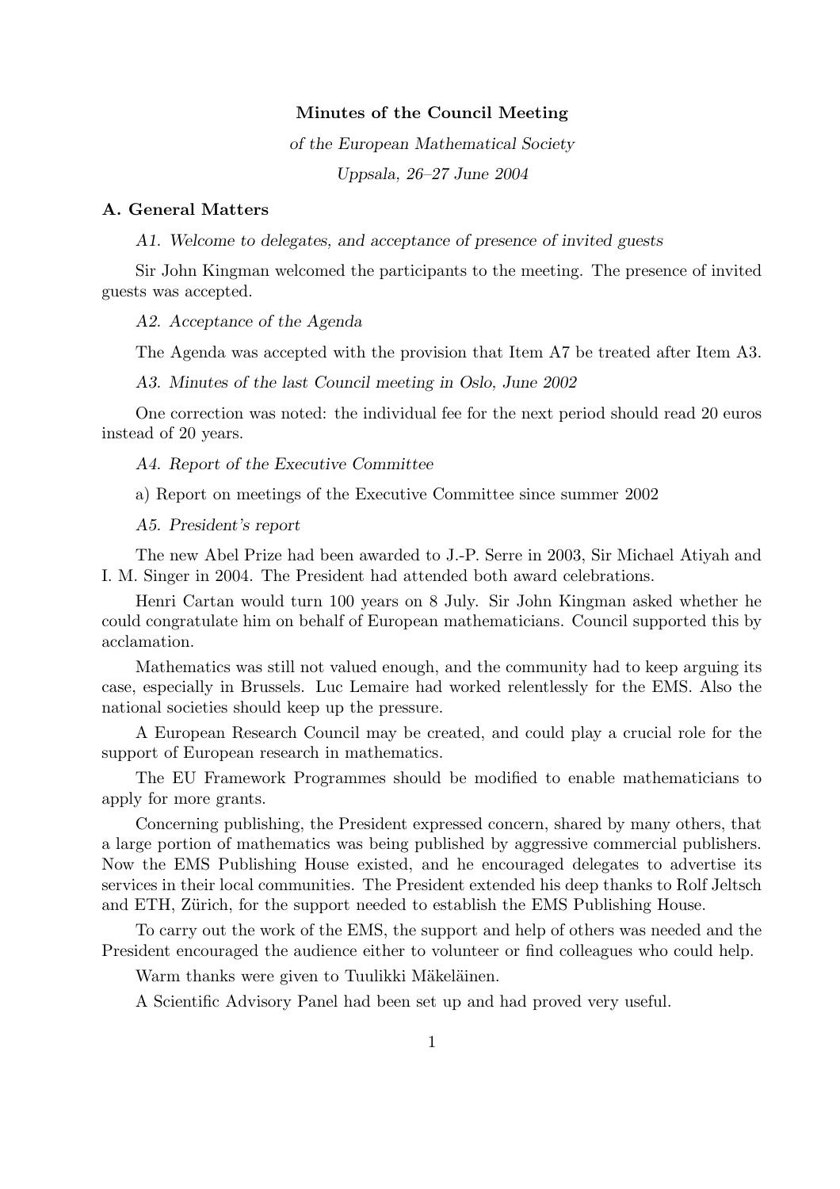# Minutes of the Council Meeting

*of the European Mathematical Society*

*Uppsala, 26–27 June 2004*

## A. General Matters

*A1. Welcome to delegates, and acceptance of presence of invited guests*

Sir John Kingman welcomed the participants to the meeting. The presence of invited guests was accepted.

*A2. Acceptance of the Agenda*

The Agenda was accepted with the provision that Item A7 be treated after Item A3.

*A3. Minutes of the last Council meeting in Oslo, June 2002*

One correction was noted: the individual fee for the next period should read 20 euros instead of 20 years.

*A4. Report of the Executive Committee*

a) Report on meetings of the Executive Committee since summer 2002

*A5. President's report*

The new Abel Prize had been awarded to J.-P. Serre in 2003, Sir Michael Atiyah and I. M. Singer in 2004. The President had attended both award celebrations.

Henri Cartan would turn 100 years on 8 July. Sir John Kingman asked whether he could congratulate him on behalf of European mathematicians. Council supported this by acclamation.

Mathematics was still not valued enough, and the community had to keep arguing its case, especially in Brussels. Luc Lemaire had worked relentlessly for the EMS. Also the national societies should keep up the pressure.

A European Research Council may be created, and could play a crucial role for the support of European research in mathematics.

The EU Framework Programmes should be modified to enable mathematicians to apply for more grants.

Concerning publishing, the President expressed concern, shared by many others, that a large portion of mathematics was being published by aggressive commercial publishers. Now the EMS Publishing House existed, and he encouraged delegates to advertise its services in their local communities. The President extended his deep thanks to Rolf Jeltsch and ETH, Zürich, for the support needed to establish the EMS Publishing House.

To carry out the work of the EMS, the support and help of others was needed and the President encouraged the audience either to volunteer or find colleagues who could help.

Warm thanks were given to Tuulikki Mäkeläinen.

A Scientific Advisory Panel had been set up and had proved very useful.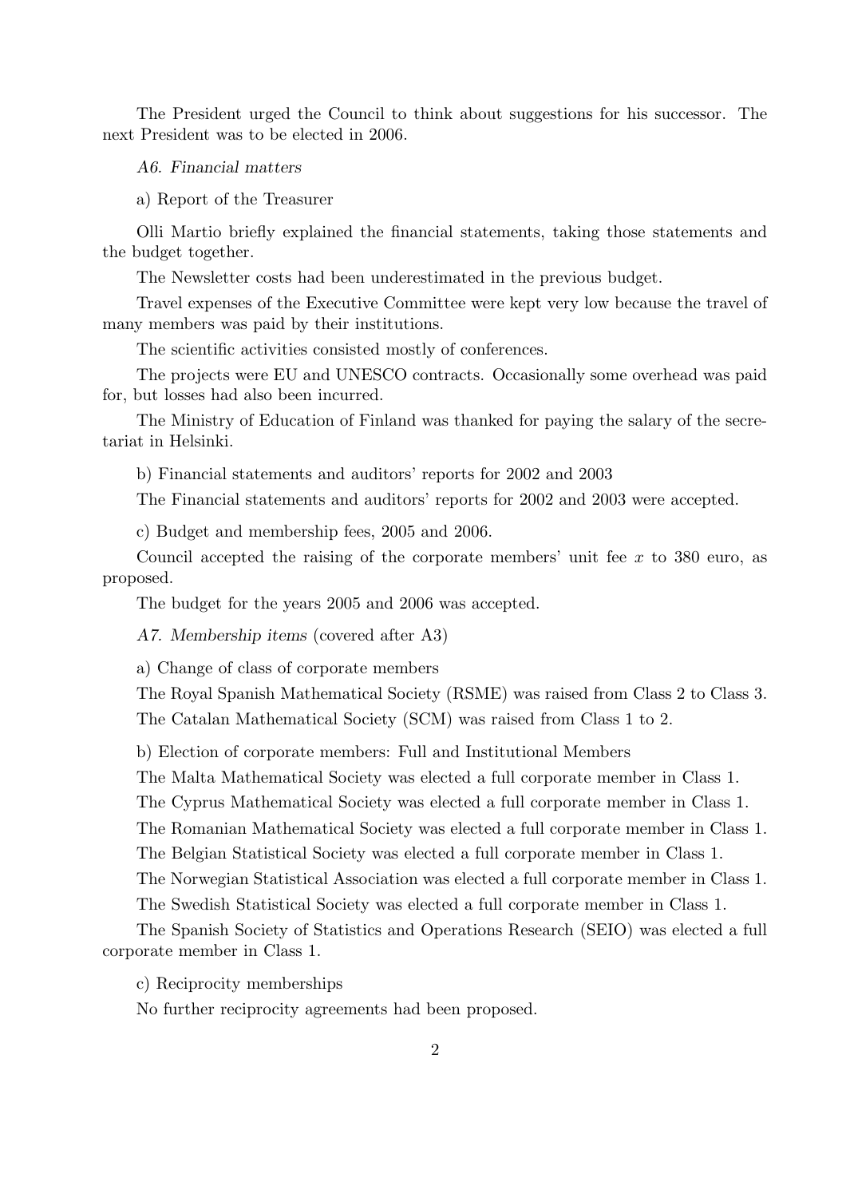The President urged the Council to think about suggestions for his successor. The next President was to be elected in 2006.

*A6. Financial matters*

a) Report of the Treasurer

Olli Martio briefly explained the financial statements, taking those statements and the budget together.

The Newsletter costs had been underestimated in the previous budget.

Travel expenses of the Executive Committee were kept very low because the travel of many members was paid by their institutions.

The scientific activities consisted mostly of conferences.

The projects were EU and UNESCO contracts. Occasionally some overhead was paid for, but losses had also been incurred.

The Ministry of Education of Finland was thanked for paying the salary of the secretariat in Helsinki.

b) Financial statements and auditors' reports for 2002 and 2003

The Financial statements and auditors' reports for 2002 and 2003 were accepted.

c) Budget and membership fees, 2005 and 2006.

Council accepted the raising of the corporate members' unit fee $x$ to 380 euro, as proposed.

The budget for the years 2005 and 2006 was accepted.

*A7. Membership items* (covered after A3)

a) Change of class of corporate members

The Royal Spanish Mathematical Society (RSME) was raised from Class 2 to Class 3.

The Catalan Mathematical Society (SCM) was raised from Class 1 to 2.

b) Election of corporate members: Full and Institutional Members

The Malta Mathematical Society was elected a full corporate member in Class 1.

The Cyprus Mathematical Society was elected a full corporate member in Class 1.

The Romanian Mathematical Society was elected a full corporate member in Class 1.

The Belgian Statistical Society was elected a full corporate member in Class 1.

The Norwegian Statistical Association was elected a full corporate member in Class 1.

The Swedish Statistical Society was elected a full corporate member in Class 1.

The Spanish Society of Statistics and Operations Research (SEIO) was elected a full corporate member in Class 1.

c) Reciprocity memberships

No further reciprocity agreements had been proposed.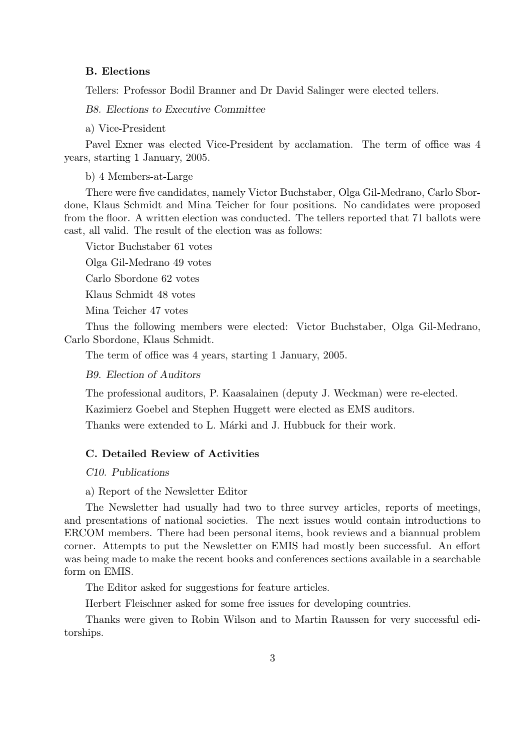### B. Elections

Tellers: Professor Bodil Branner and Dr David Salinger were elected tellers.

*B8. Elections to Executive Committee*

a) Vice-President

Pavel Exner was elected Vice-President by acclamation. The term of office was 4 years, starting 1 January, 2005.

b) 4 Members-at-Large

There were five candidates, namely Victor Buchstaber, Olga Gil-Medrano, Carlo Sbordone, Klaus Schmidt and Mina Teicher for four positions. No candidates were proposed from the floor. A written election was conducted. The tellers reported that 71 ballots were cast, all valid. The result of the election was as follows:

Victor Buchstaber 61 votes

Olga Gil-Medrano 49 votes

Carlo Sbordone 62 votes

Klaus Schmidt 48 votes

Mina Teicher 47 votes

Thus the following members were elected: Victor Buchstaber, Olga Gil-Medrano, Carlo Sbordone, Klaus Schmidt.

The term of office was 4 years, starting 1 January, 2005.

*B9. Election of Auditors*

The professional auditors, P. Kaasalainen (deputy J. Weckman) were re-elected.

Kazimierz Goebel and Stephen Huggett were elected as EMS auditors.

Thanks were extended to L. Márki and J. Hubbuck for their work.

### C. Detailed Review of Activities

*C10. Publications*

a) Report of the Newsletter Editor

The Newsletter had usually had two to three survey articles, reports of meetings, and presentations of national societies. The next issues would contain introductions to ERCOM members. There had been personal items, book reviews and a biannual problem corner. Attempts to put the Newsletter on EMIS had mostly been successful. An effort was being made to make the recent books and conferences sections available in a searchable form on EMIS.

The Editor asked for suggestions for feature articles.

Herbert Fleischner asked for some free issues for developing countries.

Thanks were given to Robin Wilson and to Martin Raussen for very successful editorships.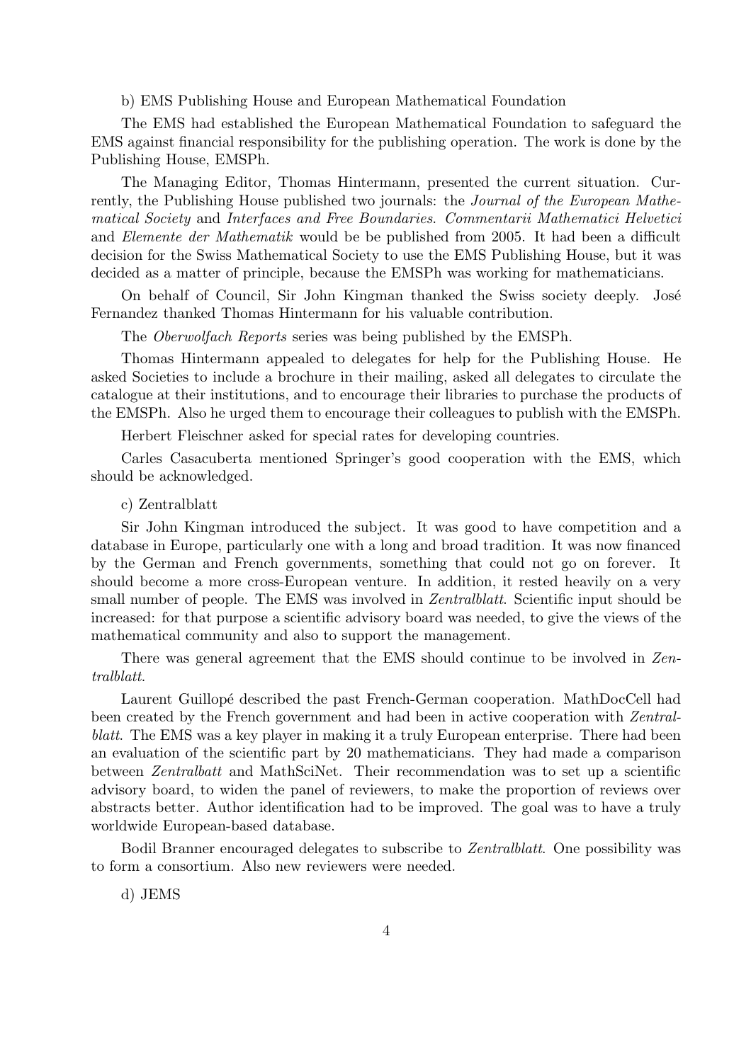b) EMS Publishing House and European Mathematical Foundation

The EMS had established the European Mathematical Foundation to safeguard the EMS against financial responsibility for the publishing operation. The work is done by the Publishing House, EMSPh.

The Managing Editor, Thomas Hintermann, presented the current situation. Currently, the Publishing House published two journals: the *Journal of the European Mathematical Society* and *Interfaces and Free Boundaries*. *Commentarii Mathematici Helvetici* and *Elemente der Mathematik* would be be published from 2005. It had been a difficult decision for the Swiss Mathematical Society to use the EMS Publishing House, but it was decided as a matter of principle, because the EMSPh was working for mathematicians.

On behalf of Council, Sir John Kingman thanked the Swiss society deeply. José Fernandez thanked Thomas Hintermann for his valuable contribution.

The *Oberwolfach Reports* series was being published by the EMSPh.

Thomas Hintermann appealed to delegates for help for the Publishing House. He asked Societies to include a brochure in their mailing, asked all delegates to circulate the catalogue at their institutions, and to encourage their libraries to purchase the products of the EMSPh. Also he urged them to encourage their colleagues to publish with the EMSPh.

Herbert Fleischner asked for special rates for developing countries.

Carles Casacuberta mentioned Springer's good cooperation with the EMS, which should be acknowledged.

c) Zentralblatt

Sir John Kingman introduced the subject. It was good to have competition and a database in Europe, particularly one with a long and broad tradition. It was now financed by the German and French governments, something that could not go on forever. It should become a more cross-European venture. In addition, it rested heavily on a very small number of people. The EMS was involved in *Zentralblatt*. Scientific input should be increased: for that purpose a scientific advisory board was needed, to give the views of the mathematical community and also to support the management.

There was general agreement that the EMS should continue to be involved in *Zentralblatt*.

Laurent Guillopé described the past French-German cooperation. MathDocCell had been created by the French government and had been in active cooperation with *Zentralblatt*. The EMS was a key player in making it a truly European enterprise. There had been an evaluation of the scientific part by 20 mathematicians. They had made a comparison between *Zentralbatt* and MathSciNet. Their recommendation was to set up a scientific advisory board, to widen the panel of reviewers, to make the proportion of reviews over abstracts better. Author identification had to be improved. The goal was to have a truly worldwide European-based database.

Bodil Branner encouraged delegates to subscribe to *Zentralblatt*. One possibility was to form a consortium. Also new reviewers were needed.

d) JEMS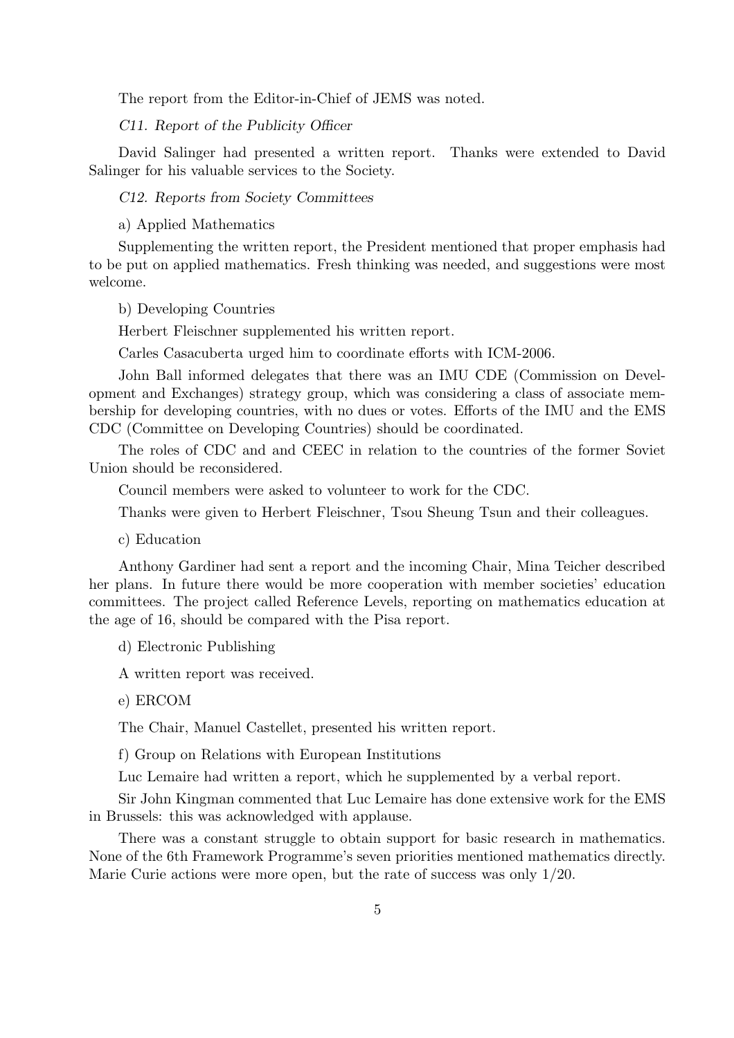The report from the Editor-in-Chief of JEMS was noted.

*C11. Report of the Publicity Officer*

David Salinger had presented a written report. Thanks were extended to David Salinger for his valuable services to the Society.

*C12. Reports from Society Committees*

a) Applied Mathematics

Supplementing the written report, the President mentioned that proper emphasis had to be put on applied mathematics. Fresh thinking was needed, and suggestions were most welcome.

b) Developing Countries

Herbert Fleischner supplemented his written report.

Carles Casacuberta urged him to coordinate efforts with ICM-2006.

John Ball informed delegates that there was an IMU CDE (Commission on Development and Exchanges) strategy group, which was considering a class of associate membership for developing countries, with no dues or votes. Efforts of the IMU and the EMS CDC (Committee on Developing Countries) should be coordinated.

The roles of CDC and and CEEC in relation to the countries of the former Soviet Union should be reconsidered.

Council members were asked to volunteer to work for the CDC.

Thanks were given to Herbert Fleischner, Tsou Sheung Tsun and their colleagues.

c) Education

Anthony Gardiner had sent a report and the incoming Chair, Mina Teicher described her plans. In future there would be more cooperation with member societies' education committees. The project called Reference Levels, reporting on mathematics education at the age of 16, should be compared with the Pisa report.

d) Electronic Publishing

A written report was received.

e) ERCOM

The Chair, Manuel Castellet, presented his written report.

f) Group on Relations with European Institutions

Luc Lemaire had written a report, which he supplemented by a verbal report.

Sir John Kingman commented that Luc Lemaire has done extensive work for the EMS in Brussels: this was acknowledged with applause.

There was a constant struggle to obtain support for basic research in mathematics. None of the 6th Framework Programme's seven priorities mentioned mathematics directly. Marie Curie actions were more open, but the rate of success was only 1/20.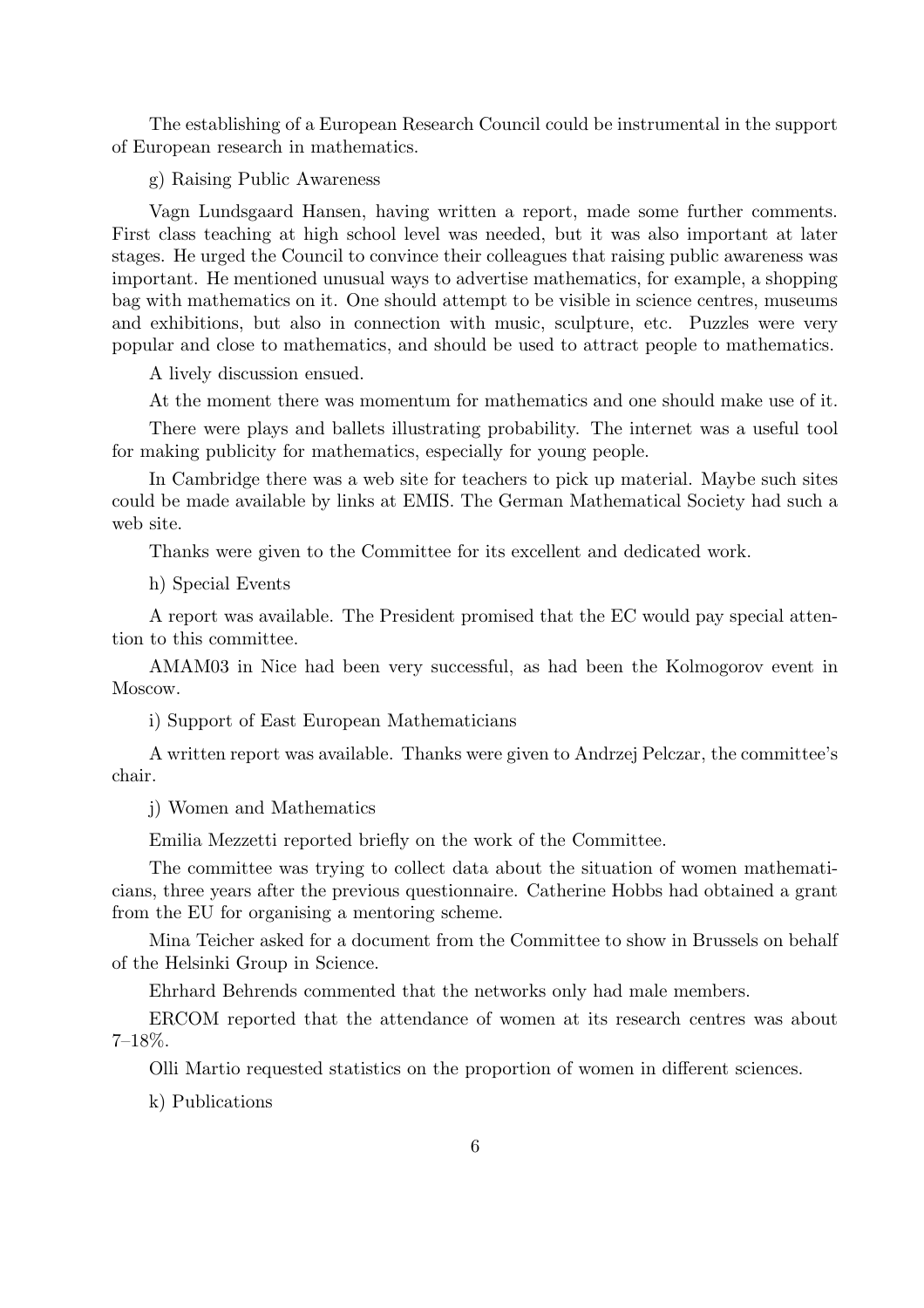The establishing of a European Research Council could be instrumental in the support of European research in mathematics.

g) Raising Public Awareness

Vagn Lundsgaard Hansen, having written a report, made some further comments. First class teaching at high school level was needed, but it was also important at later stages. He urged the Council to convince their colleagues that raising public awareness was important. He mentioned unusual ways to advertise mathematics, for example, a shopping bag with mathematics on it. One should attempt to be visible in science centres, museums and exhibitions, but also in connection with music, sculpture, etc. Puzzles were very popular and close to mathematics, and should be used to attract people to mathematics.

A lively discussion ensued.

At the moment there was momentum for mathematics and one should make use of it.

There were plays and ballets illustrating probability. The internet was a useful tool for making publicity for mathematics, especially for young people.

In Cambridge there was a web site for teachers to pick up material. Maybe such sites could be made available by links at EMIS. The German Mathematical Society had such a web site.

Thanks were given to the Committee for its excellent and dedicated work.

h) Special Events

A report was available. The President promised that the EC would pay special attention to this committee.

AMAM03 in Nice had been very successful, as had been the Kolmogorov event in Moscow.

i) Support of East European Mathematicians

A written report was available. Thanks were given to Andrzej Pelczar, the committee's chair.

j) Women and Mathematics

Emilia Mezzetti reported briefly on the work of the Committee.

The committee was trying to collect data about the situation of women mathematicians, three years after the previous questionnaire. Catherine Hobbs had obtained a grant from the EU for organising a mentoring scheme.

Mina Teicher asked for a document from the Committee to show in Brussels on behalf of the Helsinki Group in Science.

Ehrhard Behrends commented that the networks only had male members.

ERCOM reported that the attendance of women at its research centres was about 7–18%.

Olli Martio requested statistics on the proportion of women in different sciences.

k) Publications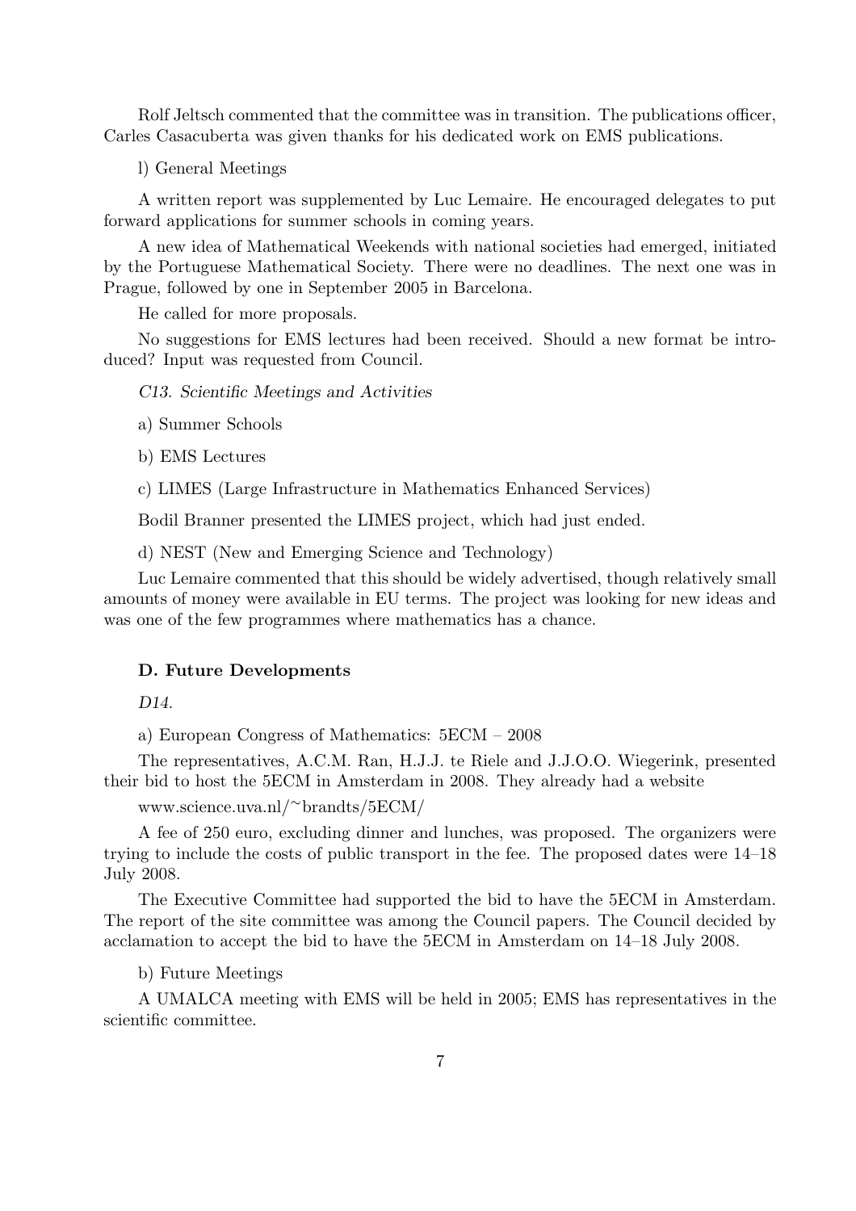Rolf Jeltsch commented that the committee was in transition. The publications officer, Carles Casacuberta was given thanks for his dedicated work on EMS publications.

l) General Meetings

A written report was supplemented by Luc Lemaire. He encouraged delegates to put forward applications for summer schools in coming years.

A new idea of Mathematical Weekends with national societies had emerged, initiated by the Portuguese Mathematical Society. There were no deadlines. The next one was in Prague, followed by one in September 2005 in Barcelona.

He called for more proposals.

No suggestions for EMS lectures had been received. Should a new format be introduced? Input was requested from Council.

*C13. Scientific Meetings and Activities*

a) Summer Schools

b) EMS Lectures

c) LIMES (Large Infrastructure in Mathematics Enhanced Services)

Bodil Branner presented the LIMES project, which had just ended.

d) NEST (New and Emerging Science and Technology)

Luc Lemaire commented that this should be widely advertised, though relatively small amounts of money were available in EU terms. The project was looking for new ideas and was one of the few programmes where mathematics has a chance.

### D. Future Developments

*D14.*

a) European Congress of Mathematics: 5ECM – 2008

The representatives, A.C.M. Ran, H.J.J. te Riele and J.J.O.O. Wiegerink, presented their bid to host the 5ECM in Amsterdam in 2008. They already had a website

www.science.uva.nl/~brandts/5ECM/

A fee of 250 euro, excluding dinner and lunches, was proposed. The organizers were trying to include the costs of public transport in the fee. The proposed dates were 14–18 July 2008.

The Executive Committee had supported the bid to have the 5ECM in Amsterdam. The report of the site committee was among the Council papers. The Council decided by acclamation to accept the bid to have the 5ECM in Amsterdam on 14–18 July 2008.

b) Future Meetings

A UMALCA meeting with EMS will be held in 2005; EMS has representatives in the scientific committee.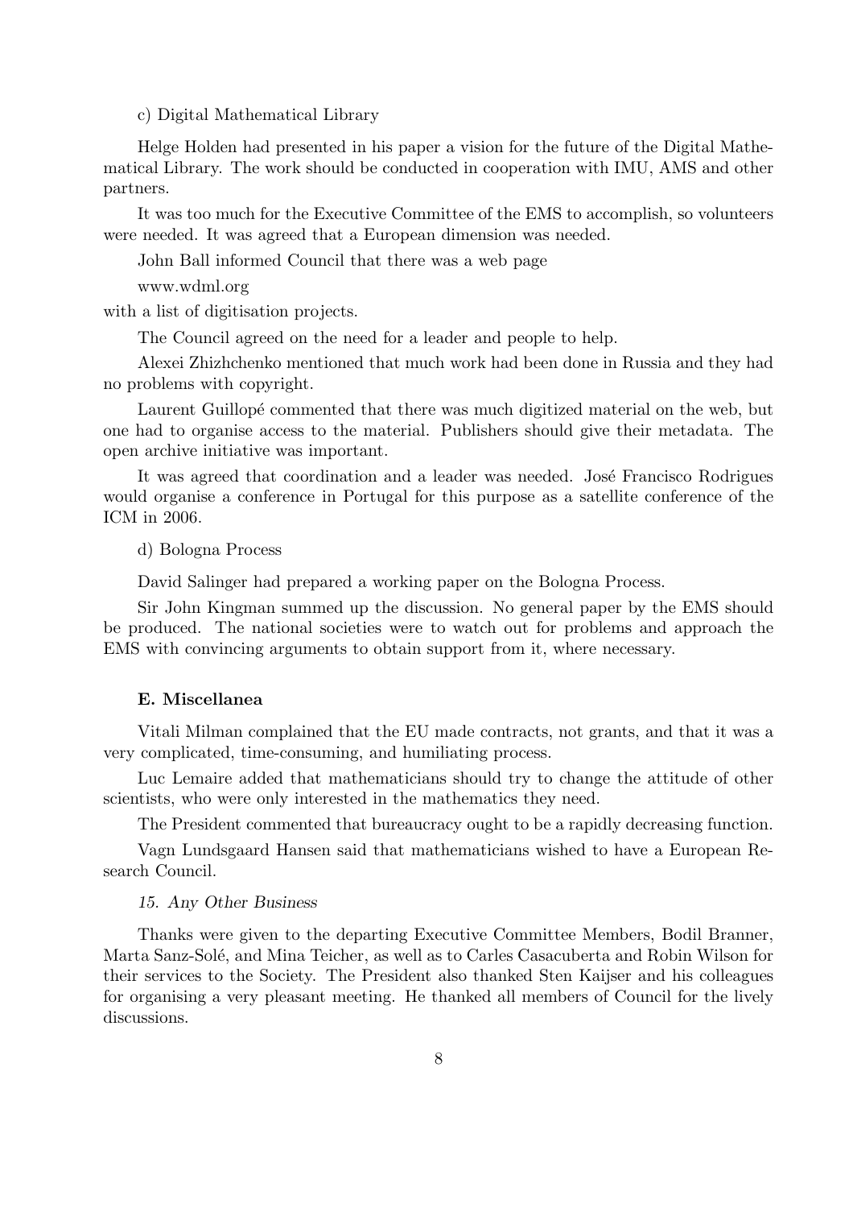c) Digital Mathematical Library

Helge Holden had presented in his paper a vision for the future of the Digital Mathematical Library. The work should be conducted in cooperation with IMU, AMS and other partners.

It was too much for the Executive Committee of the EMS to accomplish, so volunteers were needed. It was agreed that a European dimension was needed.

John Ball informed Council that there was a web page

www.wdml.org

with a list of digitisation projects.

The Council agreed on the need for a leader and people to help.

Alexei Zhizhchenko mentioned that much work had been done in Russia and they had no problems with copyright.

Laurent Guillopé commented that there was much digitized material on the web, but one had to organise access to the material. Publishers should give their metadata. The open archive initiative was important.

It was agreed that coordination and a leader was needed. José Francisco Rodrigues would organise a conference in Portugal for this purpose as a satellite conference of the ICM in 2006.

d) Bologna Process

David Salinger had prepared a working paper on the Bologna Process.

Sir John Kingman summed up the discussion. No general paper by the EMS should be produced. The national societies were to watch out for problems and approach the EMS with convincing arguments to obtain support from it, where necessary.

**E. Miscellanea**

Vitali Milman complained that the EU made contracts, not grants, and that it was a very complicated, time-consuming, and humiliating process.

Luc Lemaire added that mathematicians should try to change the attitude of other scientists, who were only interested in the mathematics they need.

The President commented that bureaucracy ought to be a rapidly decreasing function.

Vagn Lundsgaard Hansen said that mathematicians wished to have a European Research Council.

*15. Any Other Business*

Thanks were given to the departing Executive Committee Members, Bodil Branner, Marta Sanz-Solé, and Mina Teicher, as well as to Carles Casacuberta and Robin Wilson for their services to the Society. The President also thanked Sten Kaijser and his colleagues for organising a very pleasant meeting. He thanked all members of Council for the lively discussions.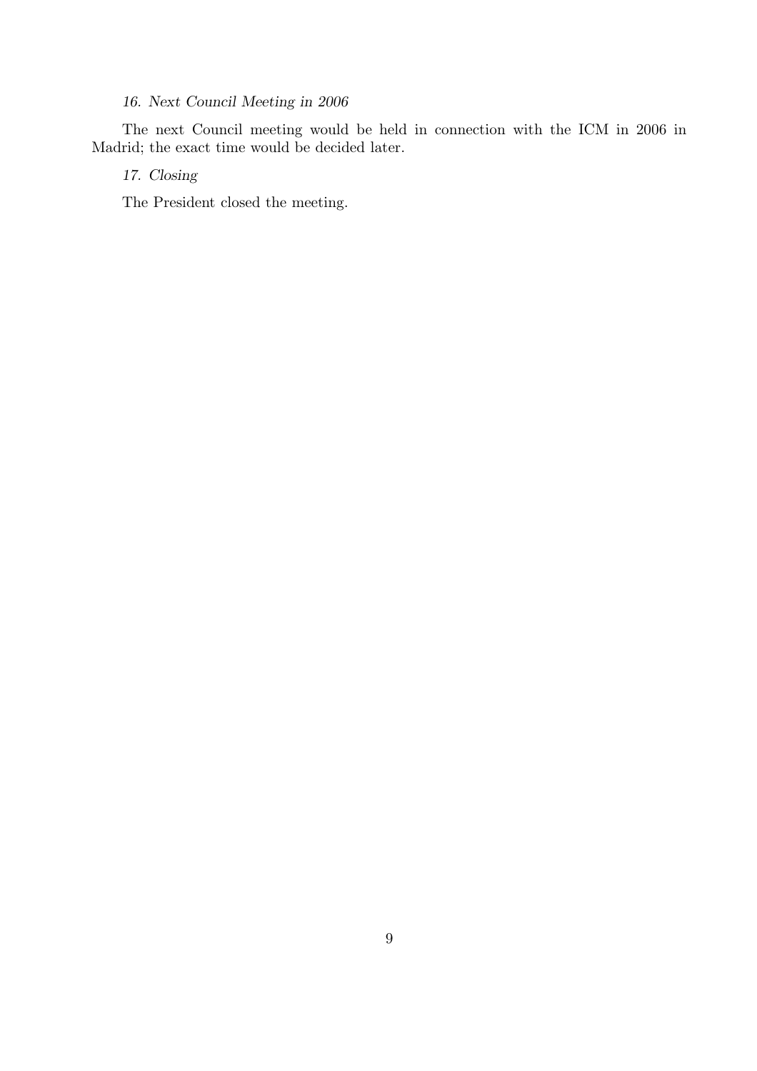*16. Next Council Meeting in 2006*

The next Council meeting would be held in connection with the ICM in 2006 in Madrid; the exact time would be decided later.

*17. Closing*

The President closed the meeting.